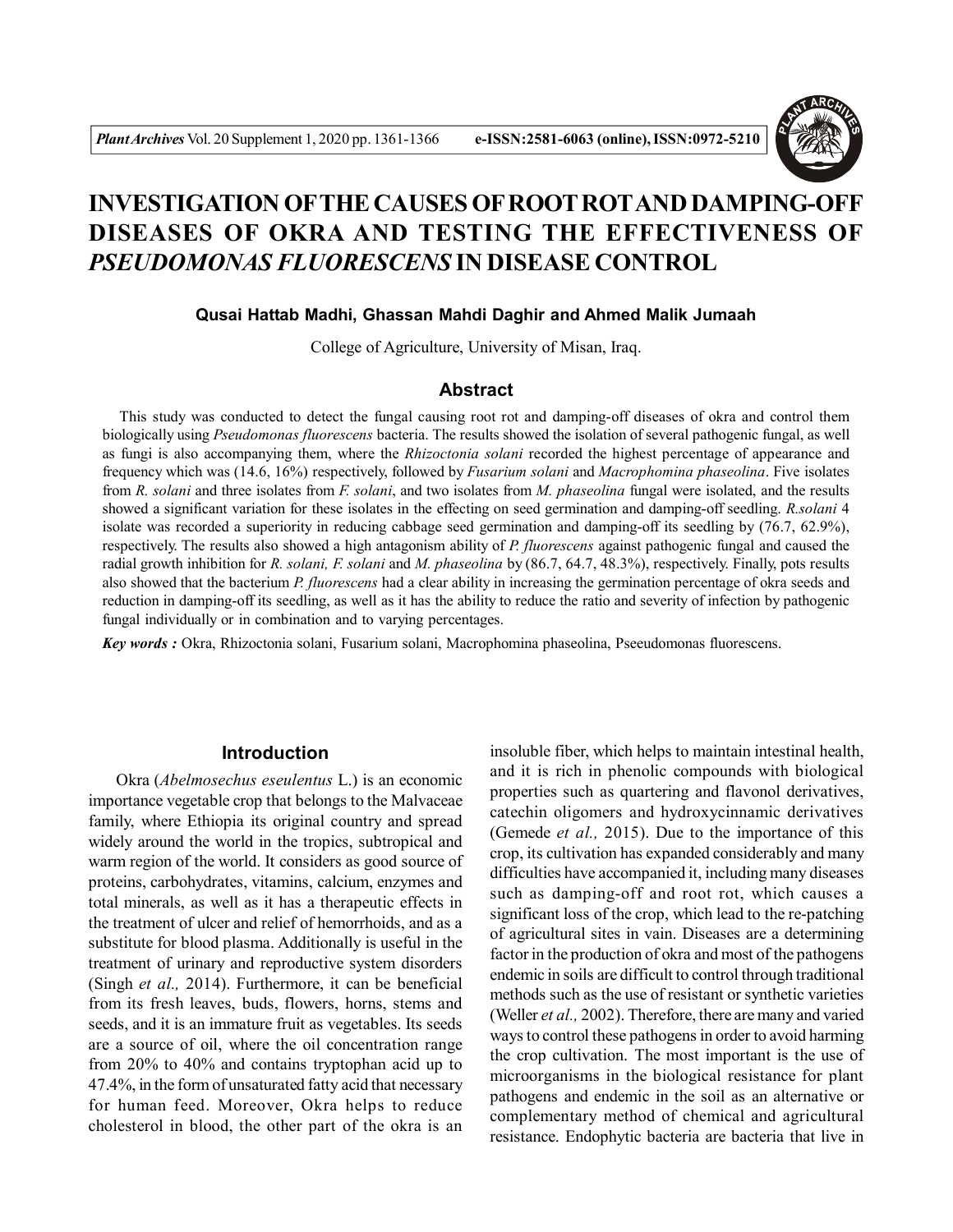# INVESTIGATION OF THE CAUSES OF ROOT ROT AND DAMPING-OFF DISEASES OF OKRA AND TESTING THE EFFECTIVENESS OF *PSEUDOMONAS FLUORESCENS* IN DISEASE CONTROL

**Qusai Hattab Madhi, Ghassan Mahdi Daghir and Ahmed Malik Jumaah**

College of Agriculture, University of Misan, Iraq.

## Abstract

This study was conducted to detect the fungal causing root rot and damping-off diseases of okra and control them biologically using *Pseudomonas fluorescens* bacteria. The results showed the isolation of several pathogenic fungal, as well as fungi is also accompanying them, where the *Rhizoctonia solani* recorded the highest percentage of appearance and frequency which was (14.6, 16%) respectively, followed by *Fusarium solani* and *Macrophomina phaseolina*. Five isolates from *R. solani* and three isolates from *F. solani*, and two isolates from *M. phaseolina* fungal were isolated, and the results showed a significant variation for these isolates in the effecting on seed germination and damping-off seedling. *R.solani* 4 isolate was recorded a superiority in reducing cabbage seed germination and damping-off its seedling by (76.7, 62.9%), respectively. The results also showed a high antagonism ability of *P. fluorescens* against pathogenic fungal and caused the radial growth inhibition for *R. solani, F. solani* and *M. phaseolina* by (86.7, 64.7, 48.3%), respectively. Finally, pots results also showed that the bacterium *P. fluorescens* had a clear ability in increasing the germination percentage of okra seeds and reduction in damping-off its seedling, as well as it has the ability to reduce the ratio and severity of infection by pathogenic fungal individually or in combination and to varying percentages.

***Key words :*** Okra, Rhizoctonia solani, Fusarium solani, Macrophomina phaseolina, Pseeudomonas fluorescens.

## Introduction

Okra (*Abelmosechus eseulentus* L.) is an economic importance vegetable crop that belongs to the Malvaceae family, where Ethiopia its original country and spread widely around the world in the tropics, subtropical and warm region of the world. It considers as good source of proteins, carbohydrates, vitamins, calcium, enzymes and total minerals, as well as it has a therapeutic effects in the treatment of ulcer and relief of hemorrhoids, and as a substitute for blood plasma. Additionally is useful in the treatment of urinary and reproductive system disorders (Singh *et al.,* 2014). Furthermore, it can be beneficial from its fresh leaves, buds, flowers, horns, stems and seeds, and it is an immature fruit as vegetables. Its seeds are a source of oil, where the oil concentration range from 20% to 40% and contains tryptophan acid up to 47.4%, in the form of unsaturated fatty acid that necessary for human feed. Moreover, Okra helps to reduce cholesterol in blood, the other part of the okra is an insoluble fiber, which helps to maintain intestinal health, and it is rich in phenolic compounds with biological properties such as quartering and flavonol derivatives, catechin oligomers and hydroxycinnamic derivatives (Gemede *et al.,* 2015). Due to the importance of this crop, its cultivation has expanded considerably and many difficulties have accompanied it, including many diseases such as damping-off and root rot, which causes a significant loss of the crop, which lead to the re-patching of agricultural sites in vain. Diseases are a determining factor in the production of okra and most of the pathogens endemic in soils are difficult to control through traditional methods such as the use of resistant or synthetic varieties (Weller *et al.,* 2002). Therefore, there are many and varied ways to control these pathogens in order to avoid harming the crop cultivation. The most important is the use of microorganisms in the biological resistance for plant pathogens and endemic in the soil as an alternative or complementary method of chemical and agricultural resistance. Endophytic bacteria are bacteria that live in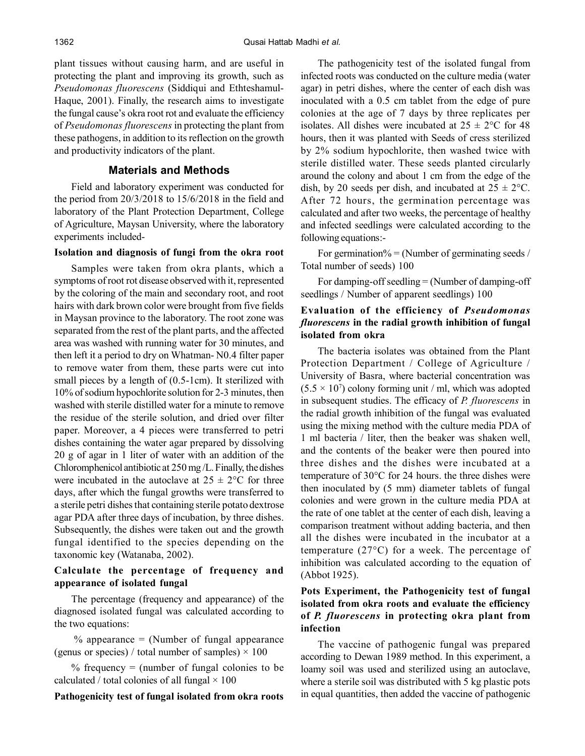plant tissues without causing harm, and are useful in protecting the plant and improving its growth, such as *Pseudomonas fluorescens* (Siddiqui and Ehteshamul-Haque, 2001). Finally, the research aims to investigate the fungal cause's okra root rot and evaluate the efficiency of *Pseudomonas fluorescens* in protecting the plant from these pathogens, in addition to its reflection on the growth and productivity indicators of the plant.

## Materials and Methods

Field and laboratory experiment was conducted for the period from 20/3/2018 to 15/6/2018 in the field and laboratory of the Plant Protection Department, College of Agriculture, Maysan University, where the laboratory experiments included-

### Isolation and diagnosis of fungi from the okra root

Samples were taken from okra plants, which a symptoms of root rot disease observed with it, represented by the coloring of the main and secondary root, and root hairs with dark brown color were brought from five fields in Maysan province to the laboratory. The root zone was separated from the rest of the plant parts, and the affected area was washed with running water for 30 minutes, and then left it a period to dry on Whatman- N0.4 filter paper to remove water from them, these parts were cut into small pieces by a length of (0.5-1cm). It sterilized with 10% of sodium hypochlorite solution for 2-3 minutes, then washed with sterile distilled water for a minute to remove the residue of the sterile solution, and dried over filter paper. Moreover, a 4 pieces were transferred to petri dishes containing the water agar prepared by dissolving 20 g of agar in 1 liter of water with an addition of the Chloromphenicol antibiotic at 250 mg /L. Finally, the dishes were incubated in the autoclave at $25 \pm 2°C$ for three days, after which the fungal growths were transferred to a sterile petri dishes that containing sterile potato dextrose agar PDA after three days of incubation, by three dishes. Subsequently, the dishes were taken out and the growth fungal identified to the species depending on the taxonomic key (Watanaba, 2002).

### Calculate the percentage of frequency and appearance of isolated fungal

The percentage (frequency and appearance) of the diagnosed isolated fungal was calculated according to the two equations:

% appearance = (Number of fungal appearance (genus or species) / total number of samples) $\times$ 100

% frequency = (number of fungal colonies to be calculated / total colonies of all fungal $\times$ 100

### Pathogenicity test of fungal isolated from okra roots

The pathogenicity test of the isolated fungal from infected roots was conducted on the culture media (water agar) in petri dishes, where the center of each dish was inoculated with a 0.5 cm tablet from the edge of pure colonies at the age of 7 days by three replicates per isolates. All dishes were incubated at $25 \pm 2°C$ for 48 hours, then it was planted with Seeds of cress sterilized by 2% sodium hypochlorite, then washed twice with sterile distilled water. These seeds planted circularly around the colony and about 1 cm from the edge of the dish, by 20 seeds per dish, and incubated at $25 \pm 2°C$. After 72 hours, the germination percentage was calculated and after two weeks, the percentage of healthy and infected seedlings were calculated according to the following equations:-

For germination% = (Number of germinating seeds / Total number of seeds) 100

For damping-off seedling = (Number of damping-off seedlings / Number of apparent seedlings) 100

### Evaluation of the efficiency of *Pseudomonas fluorescens* in the radial growth inhibition of fungal isolated from okra

The bacteria isolates was obtained from the Plant Protection Department / College of Agriculture / University of Basra, where bacterial concentration was $(5.5 \times 10^7)$ colony forming unit / ml, which was adopted in subsequent studies. The efficacy of *P. fluorescens* in the radial growth inhibition of the fungal was evaluated using the mixing method with the culture media PDA of 1 ml bacteria / liter, then the beaker was shaken well, and the contents of the beaker were then poured into three dishes and the dishes were incubated at a temperature of 30°C for 24 hours. the three dishes were then inoculated by (5 mm) diameter tablets of fungal colonies and were grown in the culture media PDA at the rate of one tablet at the center of each dish, leaving a comparison treatment without adding bacteria, and then all the dishes were incubated in the incubator at a temperature (27°C) for a week. The percentage of inhibition was calculated according to the equation of (Abbot 1925).

### Pots Experiment, the Pathogenicity test of fungal isolated from okra roots and evaluate the efficiency of *P. fluorescens* in protecting okra plant from infection

The vaccine of pathogenic fungal was prepared according to Dewan 1989 method. In this experiment, a loamy soil was used and sterilized using an autoclave, where a sterile soil was distributed with 5 kg plastic pots in equal quantities, then added the vaccine of pathogenic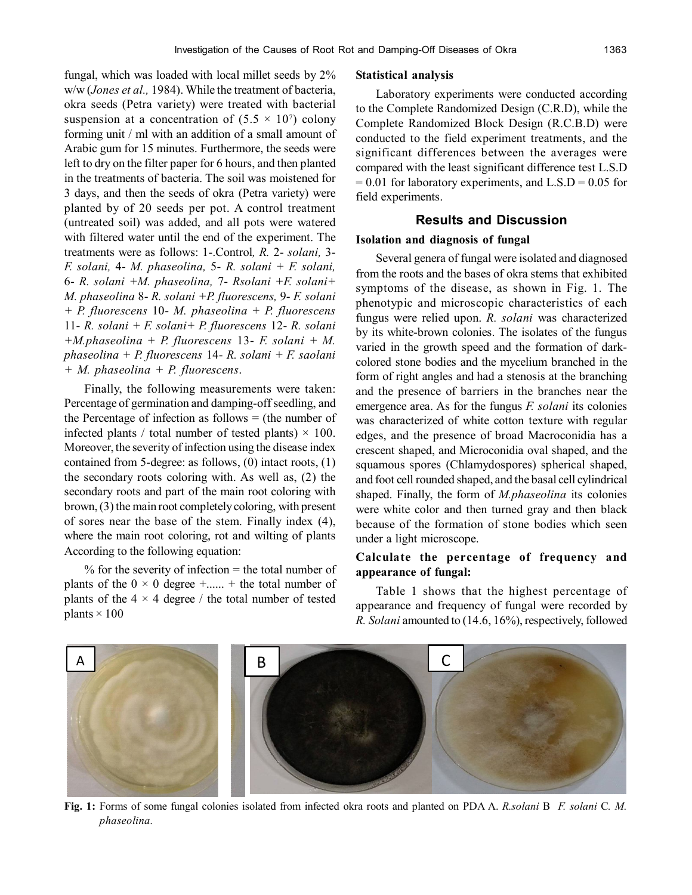fungal, which was loaded with local millet seeds by 2% w/w (*Jones et al.,* 1984). While the treatment of bacteria, okra seeds (Petra variety) were treated with bacterial suspension at a concentration of ($5.5 \times 10^7$) colony forming unit / ml with an addition of a small amount of Arabic gum for 15 minutes. Furthermore, the seeds were left to dry on the filter paper for 6 hours, and then planted in the treatments of bacteria. The soil was moistened for 3 days, and then the seeds of okra (Petra variety) were planted by of 20 seeds per pot. A control treatment (untreated soil) was added, and all pots were watered with filtered water until the end of the experiment. The treatments were as follows: 1-.Control*, R.* 2- *solani,* 3- *F. solani,* 4- *M. phaseolina,* 5- *R. solani + F. solani,* 6- *R. solani +M. phaseolina,* 7- *Rsolani +F. solani+ M. phaseolina* 8- *R. solani +P. fluorescens,* 9- *F. solani + P. fluorescens* 10- *M. phaseolina + P. fluorescens* 11- *R. solani + F. solani+ P. fluorescens* 12- *R. solani +M.phaseolina + P. fluorescens* 13- *F. solani + M. phaseolina + P. fluorescens* 14- *R. solani + F. saolani + M. phaseolina + P. fluorescens*.

Finally, the following measurements were taken: Percentage of germination and damping-off seedling, and the Percentage of infection as follows = (the number of infected plants / total number of tested plants) $\times$ 100. Moreover, the severity of infection using the disease index contained from 5-degree: as follows, (0) intact roots, (1) the secondary roots coloring with. As well as, (2) the secondary roots and part of the main root coloring with brown, (3) the main root completely coloring, with present of sores near the base of the stem. Finally index (4), where the main root coloring, rot and wilting of plants According to the following equation:

% for the severity of infection = the total number of plants of the $0 \times 0$ degree +...... + the total number of plants of the $4 \times 4$ degree / the total number of tested plants $\times$ 100

**Statistical analysis**

Laboratory experiments were conducted according to the Complete Randomized Design (C.R.D), while the Complete Randomized Block Design (R.C.B.D) were conducted to the field experiment treatments, and the significant differences between the averages were compared with the least significant difference test L.S.D = 0.01 for laboratory experiments, and L.S.D = 0.05 for field experiments.

## Results and Discussion

### Isolation and diagnosis of fungal

Several genera of fungal were isolated and diagnosed from the roots and the bases of okra stems that exhibited symptoms of the disease, as shown in Fig. 1. The phenotypic and microscopic characteristics of each fungus were relied upon. *R. solani* was characterized by its white-brown colonies. The isolates of the fungus varied in the growth speed and the formation of dark-colored stone bodies and the mycelium branched in the form of right angles and had a stenosis at the branching and the presence of barriers in the branches near the emergence area. As for the fungus *F. solani* its colonies was characterized of white cotton texture with regular edges, and the presence of broad Macroconidia has a crescent shaped, and Microconidia oval shaped, and the squamous spores (Chlamydospores) spherical shaped, and foot cell rounded shaped, and the basal cell cylindrical shaped. Finally, the form of *M.phaseolina* its colonies were white color and then turned gray and then black because of the formation of stone bodies which seen under a light microscope.

### Calculate the percentage of frequency and appearance of fungal:

Table 1 shows that the highest percentage of appearance and frequency of fungal were recorded by *R. Solani* amounted to (14.6, 16%), respectively, followed

**Fig. 1:** Forms of some fungal colonies isolated from infected okra roots and planted on PDA A. *R.solani* B *F. solani* C. *M. phaseolina*.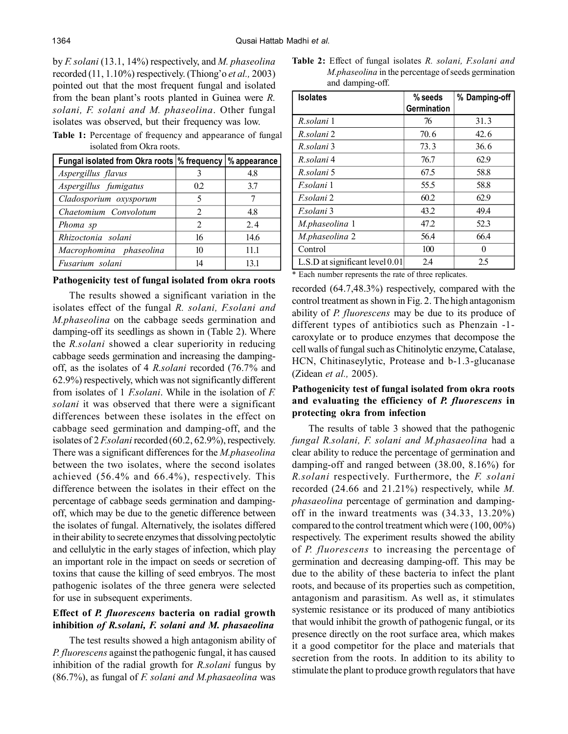by *F. solani* (13.1, 14%) respectively, and *M. phaseolina* recorded (11, 1.10%) respectively. (Thiong'o *et al.,* 2003) pointed out that the most frequent fungal and isolated from the bean plant's roots planted in Guinea were *R. solani, F. solani and M. phaseolina*. Other fungal isolates was observed, but their frequency was low.

**Table 1:** Percentage of frequency and appearance of fungal isolated from Okra roots.

| Fungal isolated from Okra roots | % frequency | % appearance |
|---|---|---|
| *Aspergillus flavus* | 3 | 4.8 |
| *Aspergillus fumigatus* | 0.2 | 3.7 |
| *Cladosporium oxysporum* | 5 | 7 |
| *Chaetomium Convolotum* | 2 | 4.8 |
| *Phoma sp* | 2 | 2.4 |
| *Rhizoctonia solani* | 16 | 14.6 |
| *Macrophomina phaseolina* | 10 | 11.1 |
| *Fusarium solani* | 14 | 13.1 |

### Pathogenicity test of fungal isolated from okra roots

The results showed a significant variation in the isolates effect of the fungal *R. solani, F.solani and M.phaseolina* on the cabbage seeds germination and damping-off its seedlings as shown in (Table 2). Where the *R.solani* showed a clear superiority in reducing cabbage seeds germination and increasing the damping-off, as the isolates of 4 *R.solani* recorded (76.7% and 62.9%) respectively, which was not significantly different from isolates of 1 *F.solani*. While in the isolation of *F. solani* it was observed that there were a significant differences between these isolates in the effect on cabbage seed germination and damping-off, and the isolates of 2 *F.solani* recorded (60.2, 62.9%), respectively. There was a significant differences for the *M.phaseolina* between the two isolates, where the second isolates achieved (56.4% and 66.4%), respectively. This difference between the isolates in their effect on the percentage of cabbage seeds germination and damping-off, which may be due to the genetic difference between the isolates of fungal. Alternatively, the isolates differed in their ability to secrete enzymes that dissolving pectolytic and cellulytic in the early stages of infection, which play an important role in the impact on seeds or secretion of toxins that cause the killing of seed embryos. The most pathogenic isolates of the three genera were selected for use in subsequent experiments.

### Effect of *P. fluorescens* bacteria on radial growth inhibition *of R.solani, F. solani and M. phasaeolina*

The test results showed a high antagonism ability of *P. fluorescens* against the pathogenic fungal, it has caused inhibition of the radial growth for *R.solani* fungus by (86.7%), as fungal of *F. solani and M.phasaeolina* was

**Table 2:** Effect of fungal isolates *R. solani, F.solani and M.phaseolina* in the percentage of seeds germination and damping-off.

| Isolates | % seeds Germination | % Damping-off |
|---|---|---|
| *R.solani* 1 | 76 | 31.3 |
| *R.solani* 2 | 70.6 | 42.6 |
| *R.solani* 3 | 73.3 | 36.6 |
| *R.solani* 4 | 76.7 | 62.9 |
| *R.solani* 5 | 67.5 | 58.8 |
| *F.solani* 1 | 55.5 | 58.8 |
| *F.solani* 2 | 60.2 | 62.9 |
| *F.solani* 3 | 43.2 | 49.4 |
| *M.phaseolina* 1 | 47.2 | 52.3 |
| *M.phaseolina* 2 | 56.4 | 66.4 |
| Control | 100 | 0 |
| L.S.D at significant level 0.01 | 2.4 | 2.5 |

\* Each number represents the rate of three replicates.

recorded (64.7,48.3%) respectively, compared with the control treatment as shown in Fig. 2. The high antagonism ability of *P. fluorescens* may be due to its produce of different types of antibiotics such as Phenzain -1-caroxylate or to produce enzymes that decompose the cell walls of fungal such as Chitinolytic enzyme, Catalase, HCN, Chitinaseylytic, Protease and b-1.3-glucanase (Zidean *et al.,* 2005).

### Pathogenicity test of fungal isolated from okra roots and evaluating the efficiency of *P. fluorescens* in protecting okra from infection

The results of table 3 showed that the pathogenic *fungal R.solani, F. solani and M.phasaeolina* had a clear ability to reduce the percentage of germination and damping-off and ranged between (38.00, 8.16%) for *R.solani* respectively. Furthermore, the *F. solani* recorded (24.66 and 21.21%) respectively, while *M. phasaeolina* percentage of germination and damping-off in the inward treatments was (34.33, 13.20%) compared to the control treatment which were (100, 00%) respectively. The experiment results showed the ability of *P. fluorescens* to increasing the percentage of germination and decreasing damping-off. This may be due to the ability of these bacteria to infect the plant roots, and because of its properties such as competition, antagonism and parasitism. As well as, it stimulates systemic resistance or its produced of many antibiotics that would inhibit the growth of pathogenic fungal, or its presence directly on the root surface area, which makes it a good competitor for the place and materials that secretion from the roots. In addition to its ability to stimulate the plant to produce growth regulators that have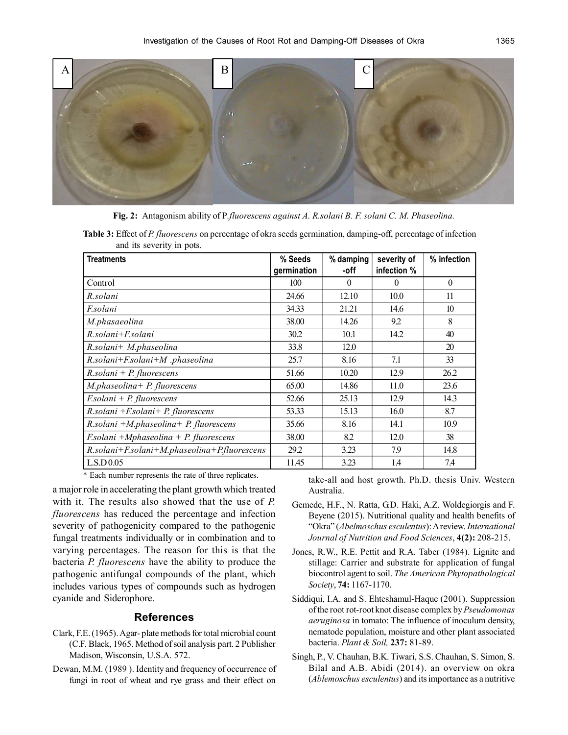**Fig. 2:** Antagonism ability of P.*fluorescens against A. R.solani B. F. solani C. M. Phaseolina.*

**Table 3:** Effect of *P. fluorescens* on percentage of okra seeds germination, damping-off, percentage of infection and its severity in pots.

| Treatments | % Seeds germination | % damping -off | severity of infection % | % infection |
|---|---|---|---|---|
| Control | 100 | 0 | 0 | 0 |
| *R.solani* | 24.66 | 12.10 | 10.0 | 11 |
| *F.solani* | 34.33 | 21.21 | 14.6 | 10 |
| *M.phasaeolina* | 38.00 | 14.26 | 9.2 | 8 |
| *R.solani+F.solani* | 30.2 | 10.1 | 14.2 | 40 |
| *R.solani+ M.phaseolina* | 33.8 | 12.0 | | 20 |
| *R.solani+F.solani+M .phaseolina* | 25.7 | 8.16 | 7.1 | 33 |
| *R.solani + P. fluorescens* | 51.66 | 10.20 | 12.9 | 26.2 |
| *M.phaseolina+ P. fluorescens* | 65.00 | 14.86 | 11.0 | 23.6 |
| *F.solani + P. fluorescens* | 52.66 | 25.13 | 12.9 | 14.3 |
| *R.solani +F.solani+ P. fluorescens* | 53.33 | 15.13 | 16.0 | 8.7 |
| *R.solani +M.phaseolina+ P. fluorescens* | 35.66 | 8.16 | 14.1 | 10.9 |
| *F.solani +Mphaseolina + P. fluorescens* | 38.00 | 8.2 | 12.0 | 38 |
| *R.solani+F.solani+M.phaseolina+P.fluorescens* | 29.2 | 3.23 | 7.9 | 14.8 |
| L.S.D 0.05 | 11.45 | 3.23 | 1.4 | 7.4 |

\* Each number represents the rate of three replicates.

a major role in accelerating the plant growth which treated with it. The results also showed that the use of *P. fluorescens* has reduced the percentage and infection severity of pathogenicity compared to the pathogenic fungal treatments individually or in combination and to varying percentages. The reason for this is that the bacteria *P. fluorescens* have the ability to produce the pathogenic antifungal compounds of the plant, which includes various types of compounds such as hydrogen cyanide and Siderophore.

## References

Clark, F.E. (1965). Agar- plate methods for total microbial count (C.F. Black, 1965. Method of soil analysis part. 2 Publisher Madison, Wisconsin, U.S.A. 572.

Dewan, M.M. (1989 ). Identity and frequency of occurrence of fungi in root of wheat and rye grass and their effect on take-all and host growth. Ph.D. thesis Univ. Western Australia.

Gemede, H.F., N. Ratta, G.D. Haki, A.Z. Woldegiorgis and F. Beyene (2015). Nutritional quality and health benefits of "Okra" (*Abelmoschus esculentus*): A review. *International Journal of Nutrition and Food Sciences*, **4(2):** 208-215.

Jones, R.W., R.E. Pettit and R.A. Taber (1984). Lignite and stillage: Carrier and substrate for application of fungal biocontrol agent to soil. *The American Phytopathological Society*, **74:** 1167-1170.

Siddiqui, I.A. and S. Ehteshamul-Haque (2001). Suppression of the root rot-root knot disease complex by *Pseudomonas aeruginosa* in tomato: The influence of inoculum density, nematode population, moisture and other plant associated bacteria. *Plant & Soil,* **237:** 81-89.

Singh, P., V. Chauhan, B.K. Tiwari, S.S. Chauhan, S. Simon, S. Bilal and A.B. Abidi (2014). an overview on okra (*Ablemoschus esculentus*) and its importance as a nutritive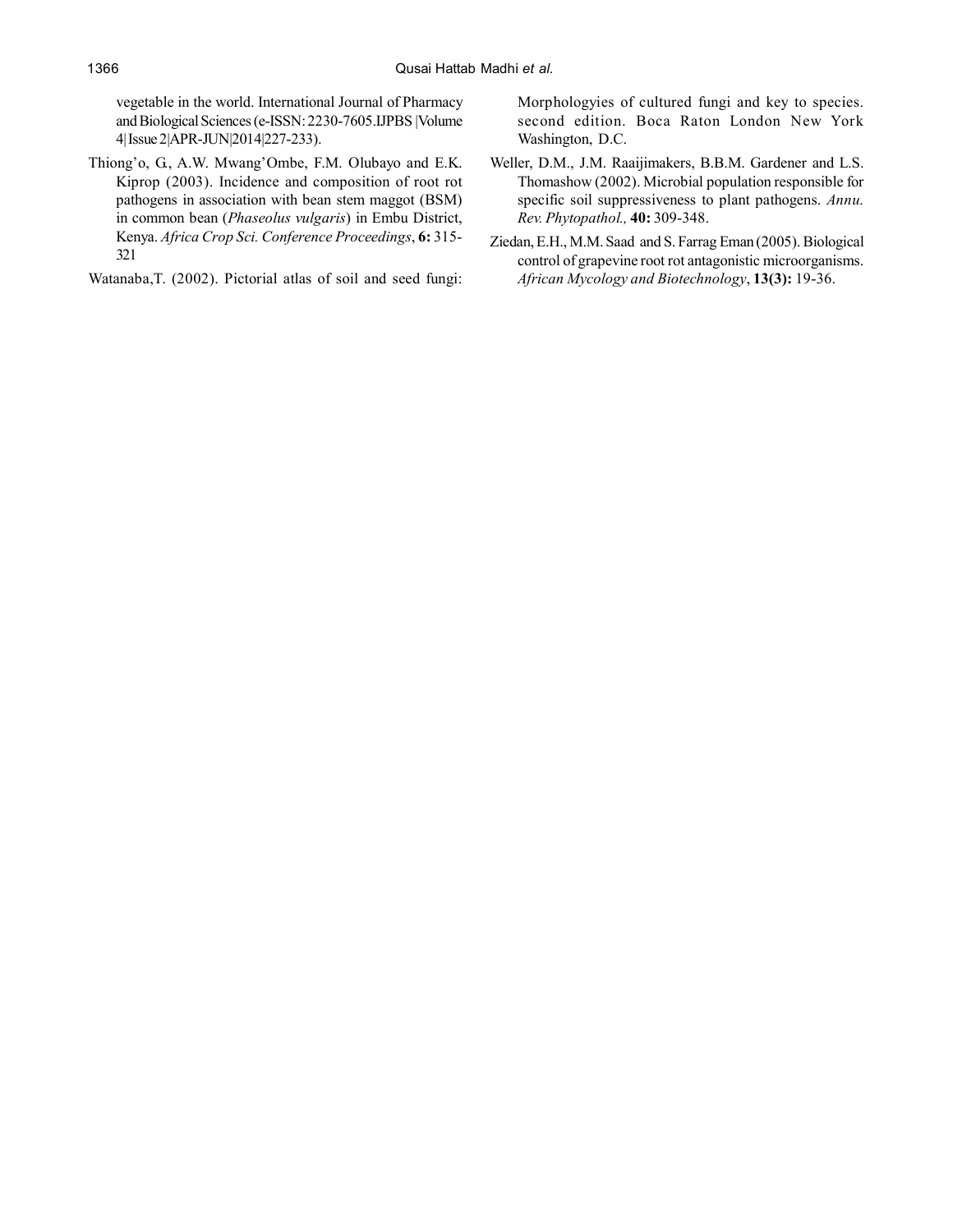vegetable in the world. International Journal of Pharmacy and Biological Sciences (e-ISSN: 2230-7605.IJPBS |Volume 4| Issue 2|APR-JUN|2014|227-233).

Thiong'o, G., A.W. Mwang'Ombe, F.M. Olubayo and E.K. Kiprop (2003). Incidence and composition of root rot pathogens in association with bean stem maggot (BSM) in common bean (*Phaseolus vulgaris*) in Embu District, Kenya. *Africa Crop Sci. Conference Proceedings*, **6:** 315-321

Watanaba,T. (2002). Pictorial atlas of soil and seed fungi: Morphologyies of cultured fungi and key to species. second edition. Boca Raton London New York Washington, D.C.

Weller, D.M., J.M. Raaijimakers, B.B.M. Gardener and L.S. Thomashow (2002). Microbial population responsible for specific soil suppressiveness to plant pathogens. *Annu. Rev. Phytopathol.,* **40:** 309-348.

Ziedan, E.H., M.M. Saad and S. Farrag Eman (2005). Biological control of grapevine root rot antagonistic microorganisms. *African Mycology and Biotechnology*, **13(3):** 19-36.